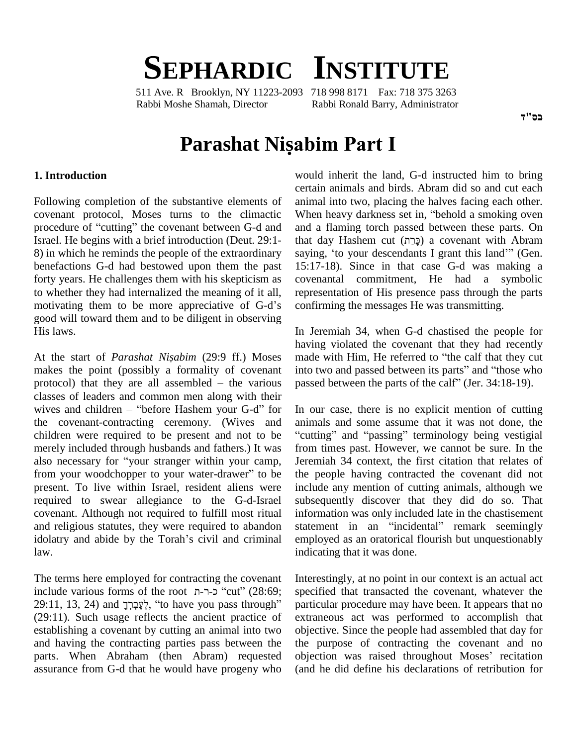# SEPHARDIC INSTITUTE

511 Ave. R Brooklyn, NY 11223-2093 718 998 8171 Fax: 718 375 3263
Rabbi Moshe Shamah, Director Rabbi Ronald Barry, Administrator

בס"ד

# Parashat Niṣabim Part I

### 1. Introduction

Following completion of the substantive elements of covenant protocol, Moses turns to the climactic procedure of "cutting" the covenant between G-d and Israel. He begins with a brief introduction (Deut. 29:1-8) in which he reminds the people of the extraordinary benefactions G-d had bestowed upon them the past forty years. He challenges them with his skepticism as to whether they had internalized the meaning of it all, motivating them to be more appreciative of G-d's good will toward them and to be diligent in observing His laws.

At the start of *Parashat Niṣabim* (29:9 ff.) Moses makes the point (possibly a formality of covenant protocol) that they are all assembled – the various classes of leaders and common men along with their wives and children – "before Hashem your G-d" for the covenant-contracting ceremony. (Wives and children were required to be present and not to be merely included through husbands and fathers.) It was also necessary for "your stranger within your camp, from your woodchopper to your water-drawer" to be present. To live within Israel, resident aliens were required to swear allegiance to the G-d-Israel covenant. Although not required to fulfill most ritual and religious statutes, they were required to abandon idolatry and abide by the Torah's civil and criminal law.

The terms here employed for contracting the covenant include various forms of the root כ-ר-ת "cut" (28:69; 29:11, 13, 24) and לְעָבְרְךָ, "to have you pass through" (29:11). Such usage reflects the ancient practice of establishing a covenant by cutting an animal into two and having the contracting parties pass between the parts. When Abraham (then Abram) requested assurance from G-d that he would have progeny who would inherit the land, G-d instructed him to bring certain animals and birds. Abram did so and cut each animal into two, placing the halves facing each other. When heavy darkness set in, "behold a smoking oven and a flaming torch passed between these parts. On that day Hashem cut (כָּרַת) a covenant with Abram saying, 'to your descendants I grant this land'" (Gen. 15:17-18). Since in that case G-d was making a covenantal commitment, He had a symbolic representation of His presence pass through the parts confirming the messages He was transmitting.

In Jeremiah 34, when G-d chastised the people for having violated the covenant that they had recently made with Him, He referred to "the calf that they cut into two and passed between its parts" and "those who passed between the parts of the calf" (Jer. 34:18-19).

In our case, there is no explicit mention of cutting animals and some assume that it was not done, the "cutting" and "passing" terminology being vestigial from times past. However, we cannot be sure. In the Jeremiah 34 context, the first citation that relates of the people having contracted the covenant did not include any mention of cutting animals, although we subsequently discover that they did do so. That information was only included late in the chastisement statement in an "incidental" remark seemingly employed as an oratorical flourish but unquestionably indicating that it was done.

Interestingly, at no point in our context is an actual act specified that transacted the covenant, whatever the particular procedure may have been. It appears that no extraneous act was performed to accomplish that objective. Since the people had assembled that day for the purpose of contracting the covenant and no objection was raised throughout Moses' recitation (and he did define his declarations of retribution for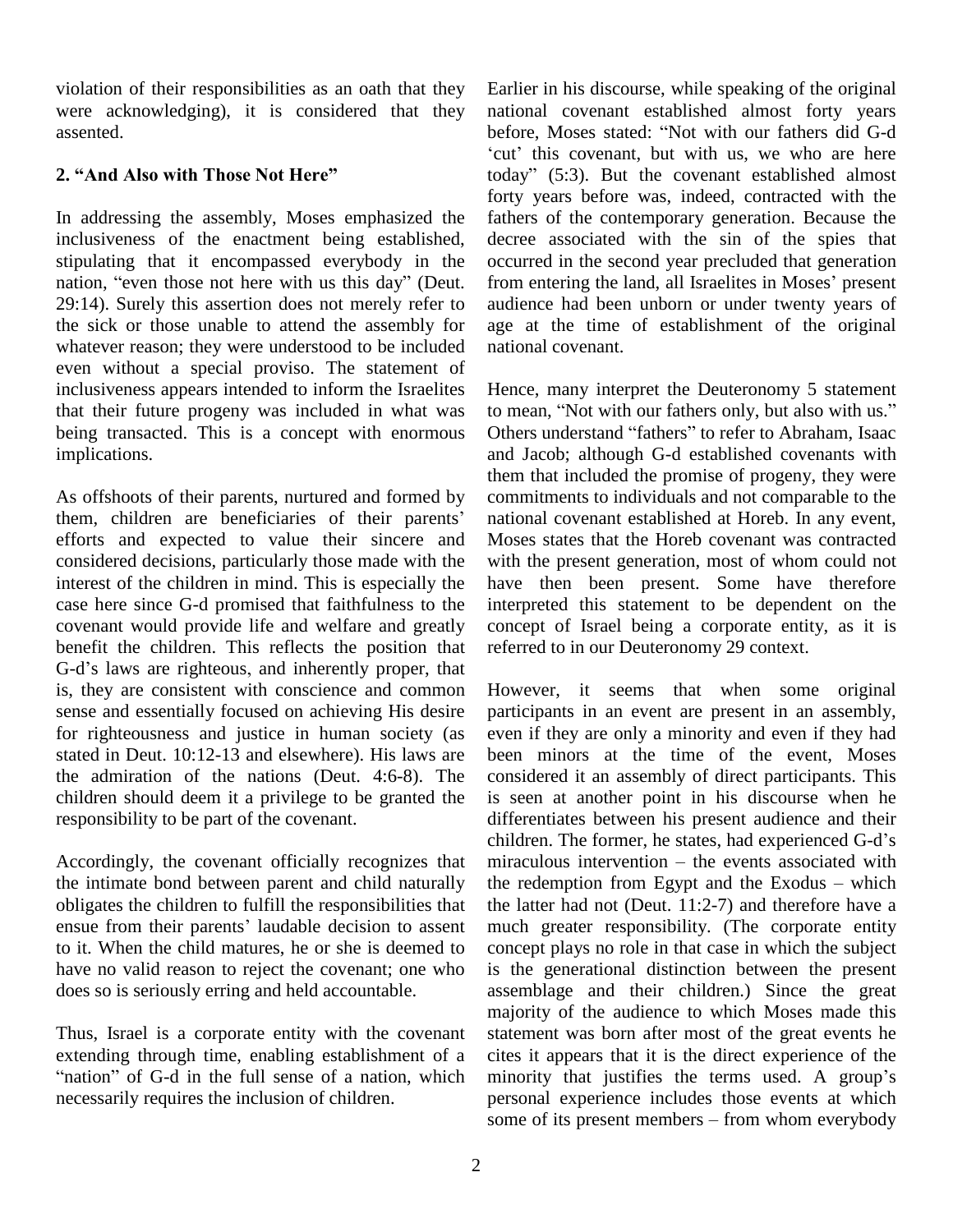violation of their responsibilities as an oath that they were acknowledging), it is considered that they assented.

## 2. "And Also with Those Not Here"

In addressing the assembly, Moses emphasized the inclusiveness of the enactment being established, stipulating that it encompassed everybody in the nation, "even those not here with us this day" (Deut. 29:14). Surely this assertion does not merely refer to the sick or those unable to attend the assembly for whatever reason; they were understood to be included even without a special proviso. The statement of inclusiveness appears intended to inform the Israelites that their future progeny was included in what was being transacted. This is a concept with enormous implications.

As offshoots of their parents, nurtured and formed by them, children are beneficiaries of their parents' efforts and expected to value their sincere and considered decisions, particularly those made with the interest of the children in mind. This is especially the case here since G-d promised that faithfulness to the covenant would provide life and welfare and greatly benefit the children. This reflects the position that G-d's laws are righteous, and inherently proper, that is, they are consistent with conscience and common sense and essentially focused on achieving His desire for righteousness and justice in human society (as stated in Deut. 10:12-13 and elsewhere). His laws are the admiration of the nations (Deut. 4:6-8). The children should deem it a privilege to be granted the responsibility to be part of the covenant.

Accordingly, the covenant officially recognizes that the intimate bond between parent and child naturally obligates the children to fulfill the responsibilities that ensue from their parents' laudable decision to assent to it. When the child matures, he or she is deemed to have no valid reason to reject the covenant; one who does so is seriously erring and held accountable.

Thus, Israel is a corporate entity with the covenant extending through time, enabling establishment of a "nation" of G-d in the full sense of a nation, which necessarily requires the inclusion of children.

Earlier in his discourse, while speaking of the original national covenant established almost forty years before, Moses stated: "Not with our fathers did G-d 'cut' this covenant, but with us, we who are here today" (5:3). But the covenant established almost forty years before was, indeed, contracted with the fathers of the contemporary generation. Because the decree associated with the sin of the spies that occurred in the second year precluded that generation from entering the land, all Israelites in Moses' present audience had been unborn or under twenty years of age at the time of establishment of the original national covenant.

Hence, many interpret the Deuteronomy 5 statement to mean, "Not with our fathers only, but also with us." Others understand "fathers" to refer to Abraham, Isaac and Jacob; although G-d established covenants with them that included the promise of progeny, they were commitments to individuals and not comparable to the national covenant established at Horeb. In any event, Moses states that the Horeb covenant was contracted with the present generation, most of whom could not have then been present. Some have therefore interpreted this statement to be dependent on the concept of Israel being a corporate entity, as it is referred to in our Deuteronomy 29 context.

However, it seems that when some original participants in an event are present in an assembly, even if they are only a minority and even if they had been minors at the time of the event, Moses considered it an assembly of direct participants. This is seen at another point in his discourse when he differentiates between his present audience and their children. The former, he states, had experienced G-d's miraculous intervention – the events associated with the redemption from Egypt and the Exodus – which the latter had not (Deut. 11:2-7) and therefore have a much greater responsibility. (The corporate entity concept plays no role in that case in which the subject is the generational distinction between the present assemblage and their children.) Since the great majority of the audience to which Moses made this statement was born after most of the great events he cites it appears that it is the direct experience of the minority that justifies the terms used. A group's personal experience includes those events at which some of its present members – from whom everybody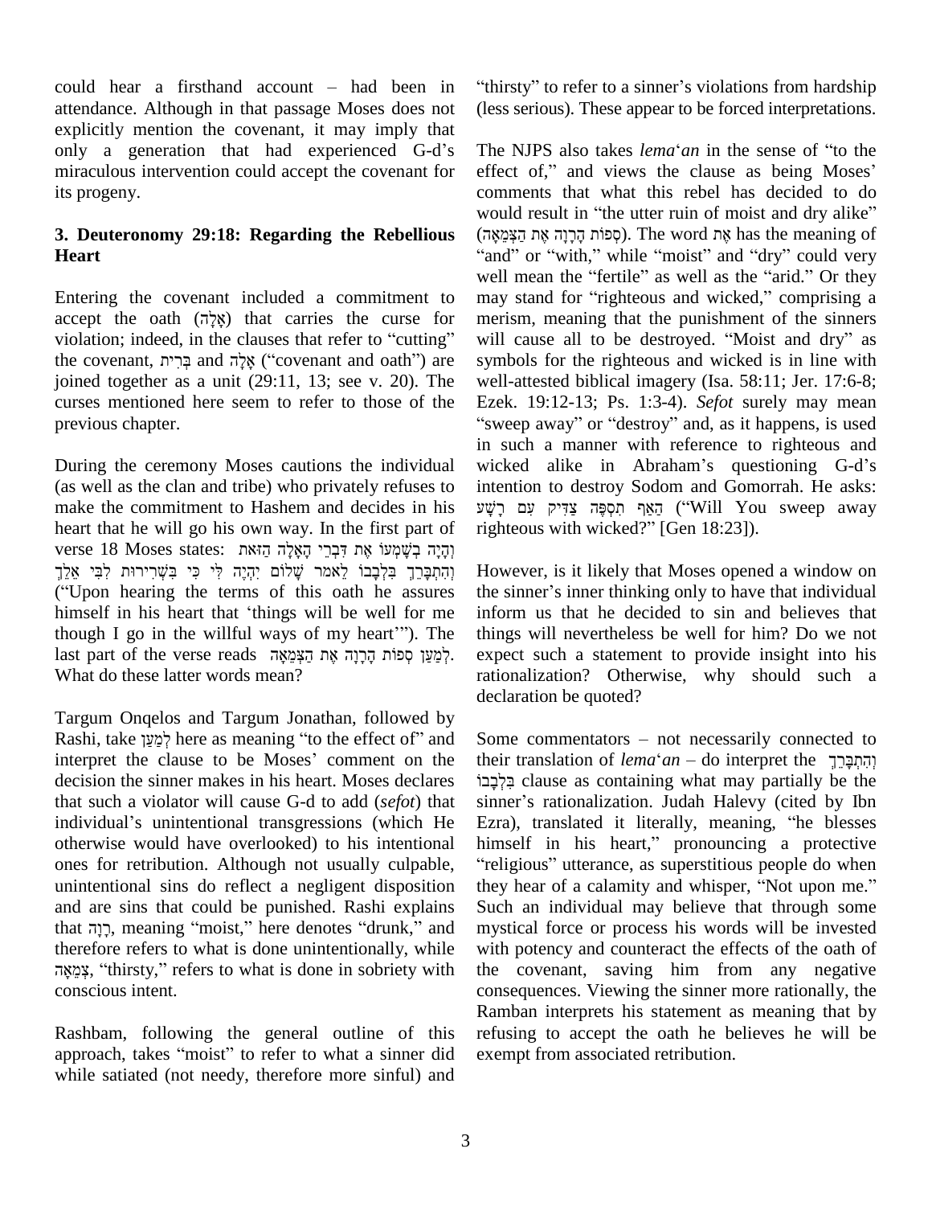could hear a firsthand account – had been in attendance. Although in that passage Moses does not explicitly mention the covenant, it may imply that only a generation that had experienced G-d's miraculous intervention could accept the covenant for its progeny.

### 3. Deuteronomy 29:18: Regarding the Rebellious Heart

Entering the covenant included a commitment to accept the oath (אָלָה) that carries the curse for violation; indeed, in the clauses that refer to "cutting" the covenant, בְּרִית and אָלָה ("covenant and oath") are joined together as a unit (29:11, 13; see v. 20). The curses mentioned here seem to refer to those of the previous chapter.

During the ceremony Moses cautions the individual (as well as the clan and tribe) who privately refuses to make the commitment to Hashem and decides in his heart that he will go his own way. In the first part of verse 18 Moses states: וְהָיָה בְּשָׁמְעוֹ אֶת דִּבְרֵי הָאָלָה הַזֹּאת וְהִתְבָּרֵךְ בִּלְבָבוֹ לֵאמֹר שָׁלוֹם יִהְיֶה לִּי כִּי בִּשְׁרִרוּת לִבִּי אֵלֵךְ ("Upon hearing the terms of this oath he assures himself in his heart that 'things will be well for me though I go in the willful ways of my heart'"). The last part of the verse reads לְמַעַן סְפוֹת הָרָוָה אֶת הַצְּמֵאָה. What do these latter words mean?

Targum Onqelos and Targum Jonathan, followed by Rashi, take לְמַעַן here as meaning "to the effect of" and interpret the clause to be Moses' comment on the decision the sinner makes in his heart. Moses declares that such a violator will cause G-d to add (*sefot*) that individual's unintentional transgressions (which He otherwise would have overlooked) to his intentional ones for retribution. Although not usually culpable, unintentional sins do reflect a negligent disposition and are sins that could be punished. Rashi explains that רָוָה, meaning "moist," here denotes "drunk," and therefore refers to what is done unintentionally, while צְמֵאָה, "thirsty," refers to what is done in sobriety with conscious intent.

Rashbam, following the general outline of this approach, takes "moist" to refer to what a sinner did while satiated (not needy, therefore more sinful) and "thirsty" to refer to a sinner's violations from hardship (less serious). These appear to be forced interpretations.

The NJPS also takes *lema*'*an* in the sense of "to the effect of," and views the clause as being Moses' comments that what this rebel has decided to do would result in "the utter ruin of moist and dry alike" (סְפוֹת הָרָוָה אֶת הַצְּמֵאָה). The word אֶת has the meaning of "and" or "with," while "moist" and "dry" could very well mean the "fertile" as well as the "arid." Or they may stand for "righteous and wicked," comprising a merism, meaning that the punishment of the sinners will cause all to be destroyed. "Moist and dry" as symbols for the righteous and wicked is in line with well-attested biblical imagery (Isa. 58:11; Jer. 17:6-8; Ezek. 19:12-13; Ps. 1:3-4). *Sefot* surely may mean "sweep away" or "destroy" and, as it happens, is used in such a manner with reference to righteous and wicked alike in Abraham's questioning G-d's intention to destroy Sodom and Gomorrah. He asks: הַאַף תִּסְפֶּה צַדִּיק עִם רָשָׁע ("Will You sweep away righteous with wicked?" [Gen 18:23]).

However, is it likely that Moses opened a window on the sinner's inner thinking only to have that individual inform us that he decided to sin and believes that things will nevertheless be well for him? Do we not expect such a statement to provide insight into his rationalization? Otherwise, why should such a declaration be quoted?

Some commentators – not necessarily connected to their translation of *lema*'*an* – do interpret the וְהִתְבָּרֵךְ בִּלְבָבוֹ clause as containing what may partially be the sinner's rationalization. Judah Halevy (cited by Ibn Ezra), translated it literally, meaning, "he blesses himself in his heart," pronouncing a protective "religious" utterance, as superstitious people do when they hear of a calamity and whisper, "Not upon me." Such an individual may believe that through some mystical force or process his words will be invested with potency and counteract the effects of the oath of the covenant, saving him from any negative consequences. Viewing the sinner more rationally, the Ramban interprets his statement as meaning that by refusing to accept the oath he believes he will be exempt from associated retribution.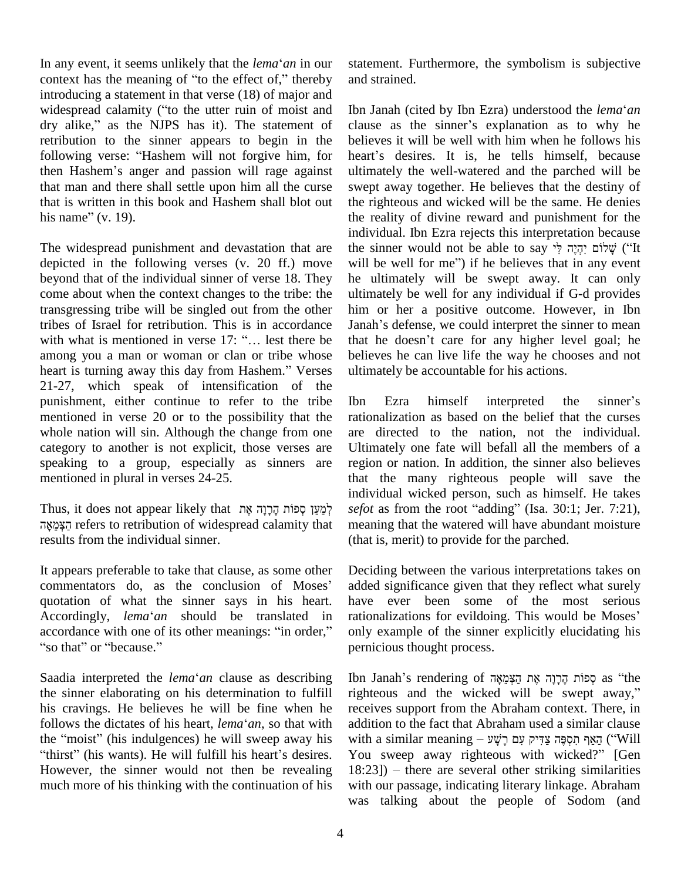In any event, it seems unlikely that the *lema*'*an* in our context has the meaning of "to the effect of," thereby introducing a statement in that verse (18) of major and widespread calamity ("to the utter ruin of moist and dry alike," as the NJPS has it). The statement of retribution to the sinner appears to begin in the following verse: "Hashem will not forgive him, for then Hashem's anger and passion will rage against that man and there shall settle upon him all the curse that is written in this book and Hashem shall blot out his name" (v. 19).

The widespread punishment and devastation that are depicted in the following verses (v. 20 ff.) move beyond that of the individual sinner of verse 18. They come about when the context changes to the tribe: the transgressing tribe will be singled out from the other tribes of Israel for retribution. This is in accordance with what is mentioned in verse 17: "… lest there be among you a man or woman or clan or tribe whose heart is turning away this day from Hashem." Verses 21-27, which speak of intensification of the punishment, either continue to refer to the tribe mentioned in verse 20 or to the possibility that the whole nation will sin. Although the change from one category to another is not explicit, those verses are speaking to a group, especially as sinners are mentioned in plural in verses 24-25.

Thus, it does not appear likely that לְמַעַן סְפוֹת הָרָוָה אֶת הַצְּמֵאָה refers to retribution of widespread calamity that results from the individual sinner.

It appears preferable to take that clause, as some other commentators do, as the conclusion of Moses' quotation of what the sinner says in his heart. Accordingly, *lema*'*an* should be translated in accordance with one of its other meanings: "in order," "so that" or "because."

Saadia interpreted the *lema*'*an* clause as describing the sinner elaborating on his determination to fulfill his cravings. He believes he will be fine when he follows the dictates of his heart, *lema*'*an*, so that with the "moist" (his indulgences) he will sweep away his "thirst" (his wants). He will fulfill his heart's desires. However, the sinner would not then be revealing much more of his thinking with the continuation of his statement. Furthermore, the symbolism is subjective and strained.

Ibn Janah (cited by Ibn Ezra) understood the *lema*'*an* clause as the sinner's explanation as to why he believes it will be well with him when he follows his heart's desires. It is, he tells himself, because ultimately the well-watered and the parched will be swept away together. He believes that the destiny of the righteous and wicked will be the same. He denies the reality of divine reward and punishment for the individual. Ibn Ezra rejects this interpretation because the sinner would not be able to say שָׁלוֹם יִהְיֶה לִּי ("It will be well for me") if he believes that in any event he ultimately will be swept away. It can only ultimately be well for any individual if G-d provides him or her a positive outcome. However, in Ibn Janah's defense, we could interpret the sinner to mean that he doesn't care for any higher level goal; he believes he can live life the way he chooses and not ultimately be accountable for his actions.

Ibn Ezra himself interpreted the sinner's rationalization as based on the belief that the curses are directed to the nation, not the individual. Ultimately one fate will befall all the members of a region or nation. In addition, the sinner also believes that the many righteous people will save the individual wicked person, such as himself. He takes *sefot* as from the root "adding" (Isa. 30:1; Jer. 7:21), meaning that the watered will have abundant moisture (that is, merit) to provide for the parched.

Deciding between the various interpretations takes on added significance given that they reflect what surely have ever been some of the most serious rationalizations for evildoing. This would be Moses' only example of the sinner explicitly elucidating his pernicious thought process.

Ibn Janah's rendering of סְפוֹת הָרָוָה אֶת הַצְּמֵאָה as "the righteous and the wicked will be swept away," receives support from the Abraham context. There, in addition to the fact that Abraham used a similar clause with a similar meaning – הַאַף תִּסְפֶּה צַדִּיק עִם רָשָׁע ("Will You sweep away righteous with wicked?" [Gen 18:23]) – there are several other striking similarities with our passage, indicating literary linkage. Abraham was talking about the people of Sodom (and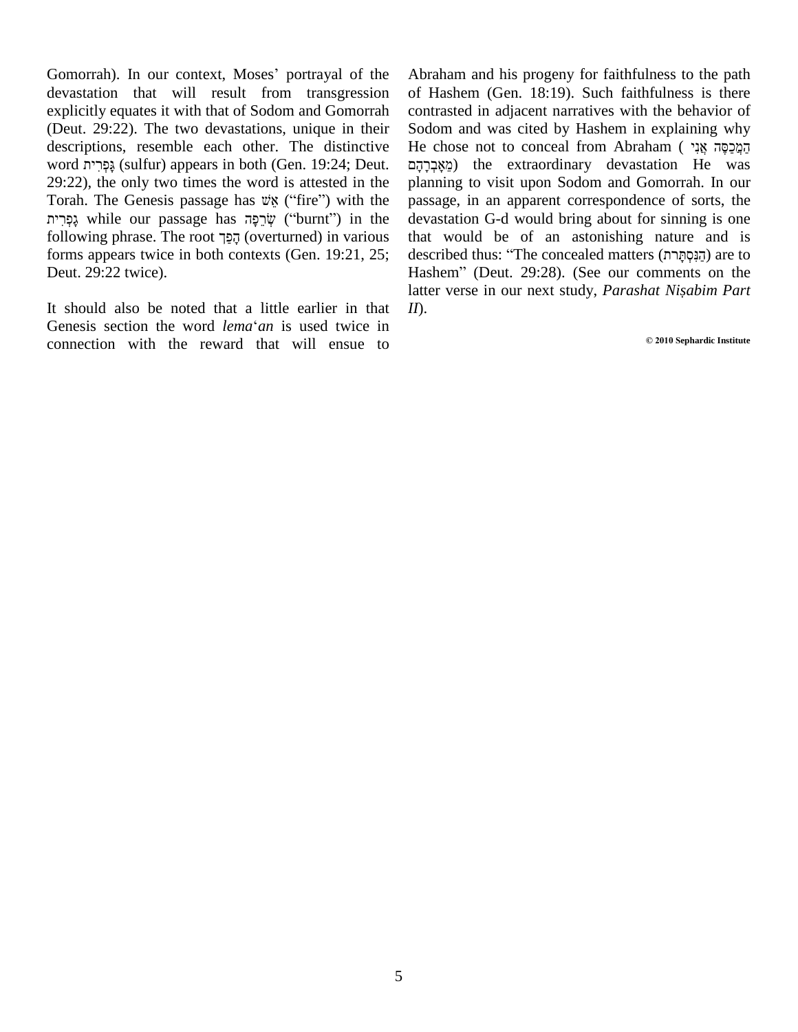Gomorrah). In our context, Moses' portrayal of the devastation that will result from transgression explicitly equates it with that of Sodom and Gomorrah (Deut. 29:22). The two devastations, unique in their descriptions, resemble each other. The distinctive word גָּפְרִית (sulfur) appears in both (Gen. 19:24; Deut. 29:22), the only two times the word is attested in the Torah. The Genesis passage has אֵשׁ ("fire") with the גָּפְרִית while our passage has שְׂרֵפָה ("burnt") in the following phrase. The root הָפַךְ (overturned) in various forms appears twice in both contexts (Gen. 19:21, 25; Deut. 29:22 twice).

It should also be noted that a little earlier in that Genesis section the word *lema*'*an* is used twice in connection with the reward that will ensue to Abraham and his progeny for faithfulness to the path of Hashem (Gen. 18:19). Such faithfulness is there contrasted in adjacent narratives with the behavior of Sodom and was cited by Hashem in explaining why He chose not to conceal from Abraham (הַמְכַסֶּה אֲנִי מֵאַבְרָהָם) the extraordinary devastation He was planning to visit upon Sodom and Gomorrah. In our passage, in an apparent correspondence of sorts, the devastation G-d would bring about for sinning is one that would be of an astonishing nature and is described thus: "The concealed matters (הַנִּסְתָּרֹת) are to Hashem" (Deut. 29:28). (See our comments on the latter verse in our next study, *Parashat Niṣabim Part II*).

**© 2010 Sephardic Institute**